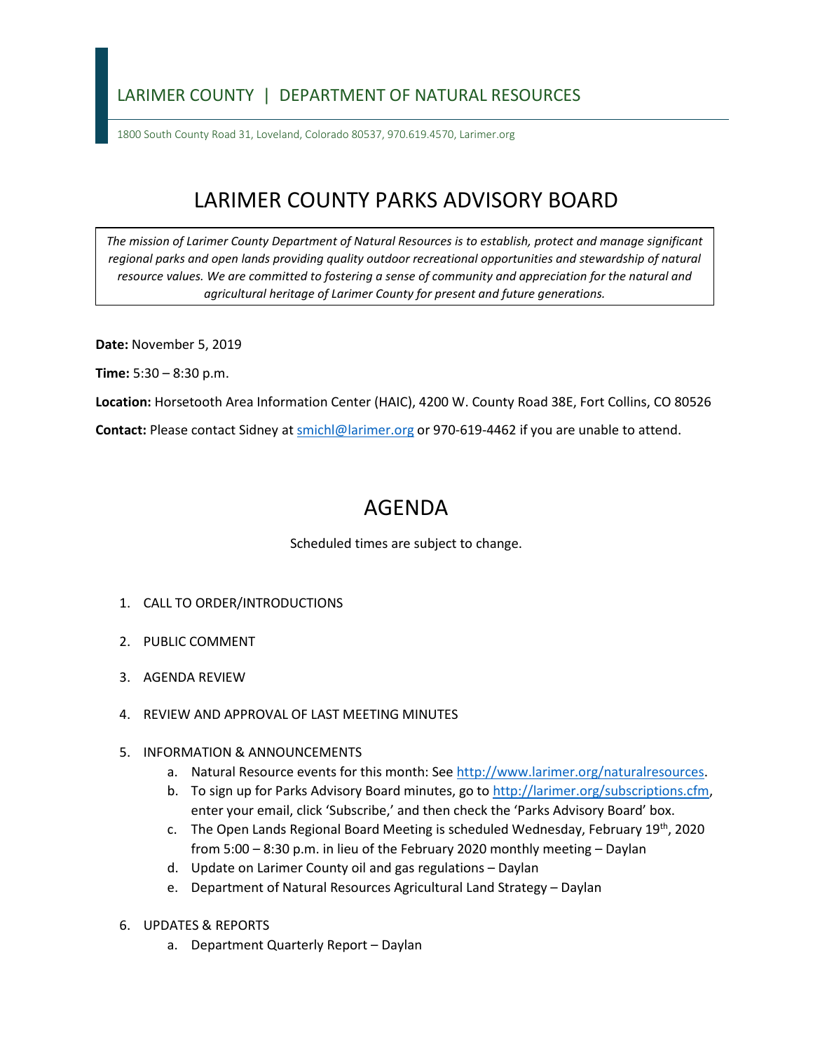LARIMER COUNTY | DEPARTMENT OF NATURAL RESOURCES

1800 South County Road 31, Loveland, Colorado 80537, 970.619.4570, Larimer.org

# LARIMER COUNTY PARKS ADVISORY BOARD

*The mission of Larimer County Department of Natural Resources is to establish, protect and manage significant regional parks and open lands providing quality outdoor recreational opportunities and stewardship of natural resource values. We are committed to fostering a sense of community and appreciation for the natural and agricultural heritage of Larimer County for present and future generations.*

**Date:** November 5, 2019

**Time:** 5:30 – 8:30 p.m.

**Location:** Horsetooth Area Information Center (HAIC), 4200 W. County Road 38E, Fort Collins, CO 80526

**Contact:** Please contact Sidney at smichl@larimer.org or 970-619-4462 if you are unable to attend.

# AGENDA

Scheduled times are subject to change.

1. CALL TO ORDER/INTRODUCTIONS
2. PUBLIC COMMENT
3. AGENDA REVIEW
4. REVIEW AND APPROVAL OF LAST MEETING MINUTES
5. INFORMATION & ANNOUNCEMENTS
   a. Natural Resource events for this month: See http://www.larimer.org/naturalresources.
   b. To sign up for Parks Advisory Board minutes, go to http://larimer.org/subscriptions.cfm, enter your email, click 'Subscribe,' and then check the 'Parks Advisory Board' box.
   c. The Open Lands Regional Board Meeting is scheduled Wednesday, February 19th, 2020 from 5:00 – 8:30 p.m. in lieu of the February 2020 monthly meeting – Daylan
   d. Update on Larimer County oil and gas regulations – Daylan
   e. Department of Natural Resources Agricultural Land Strategy – Daylan
6. UPDATES & REPORTS
   a. Department Quarterly Report – Daylan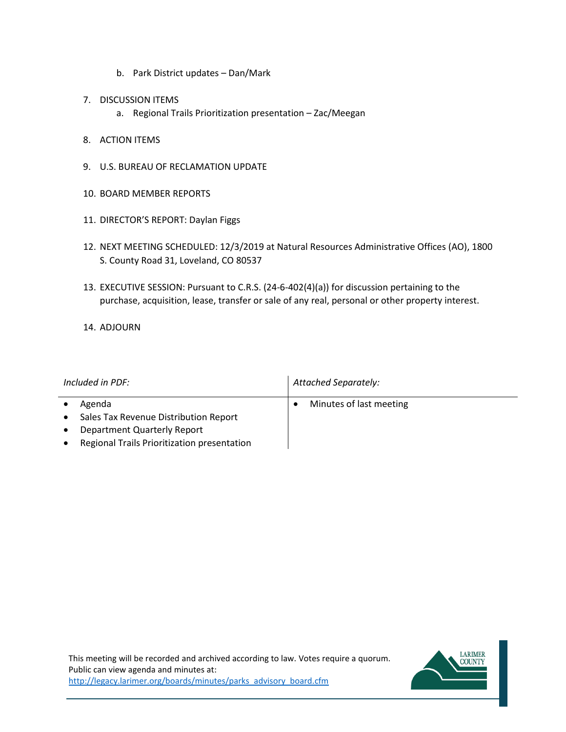b. Park District updates – Dan/Mark

7. DISCUSSION ITEMS
   a. Regional Trails Prioritization presentation – Zac/Meegan

8. ACTION ITEMS

9. U.S. BUREAU OF RECLAMATION UPDATE

10. BOARD MEMBER REPORTS

11. DIRECTOR'S REPORT: Daylan Figgs

12. NEXT MEETING SCHEDULED: 12/3/2019 at Natural Resources Administrative Offices (AO), 1800 S. County Road 31, Loveland, CO 80537

13. EXECUTIVE SESSION: Pursuant to C.R.S. (24-6-402(4)(a)) for discussion pertaining to the purchase, acquisition, lease, transfer or sale of any real, personal or other property interest.

14. ADJOURN

| *Included in PDF:* | *Attached Separately:* |
|---|---|
| • Agenda<br>• Sales Tax Revenue Distribution Report<br>• Department Quarterly Report<br>• Regional Trails Prioritization presentation | • Minutes of last meeting |

This meeting will be recorded and archived according to law. Votes require a quorum.
Public can view agenda and minutes at:
http://legacy.larimer.org/boards/minutes/parks_advisory_board.cfm

LARIMER COUNTY